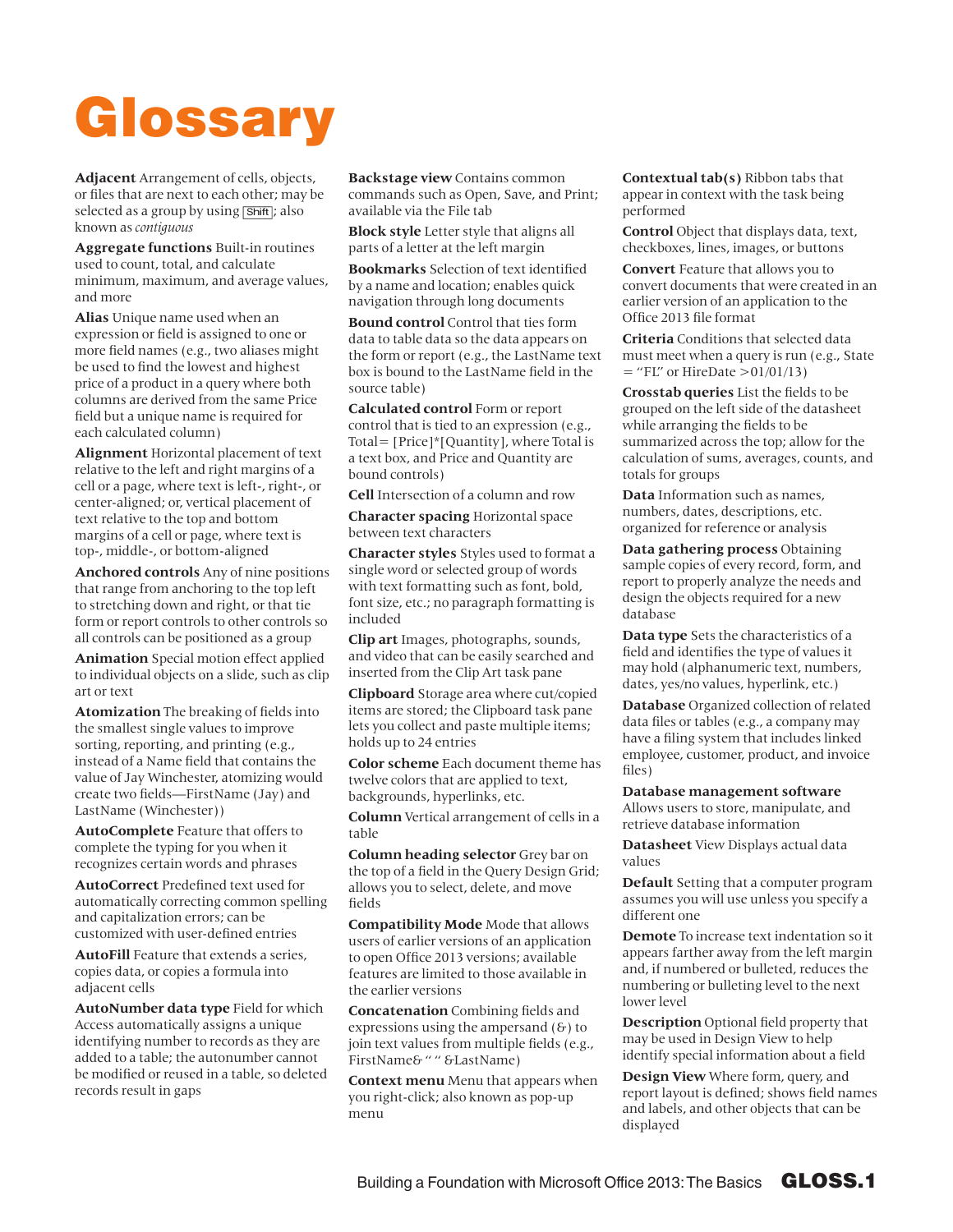# Glossary

**Adjacent** Arrangement of cells, objects, or files that are next to each other; may be selected as a group by using Shift; also known as *contiguous*

**Aggregate functions** Built-in routines used to count, total, and calculate minimum, maximum, and average values, and more

**Alias** Unique name used when an expression or field is assigned to one or more field names (e.g., two aliases might be used to find the lowest and highest price of a product in a query where both columns are derived from the same Price field but a unique name is required for each calculated column)

**Alignment** Horizontal placement of text relative to the left and right margins of a cell or a page, where text is left-, right-, or center-aligned; or, vertical placement of text relative to the top and bottom margins of a cell or page, where text is top-, middle-, or bottom-aligned

**Anchored controls** Any of nine positions that range from anchoring to the top left to stretching down and right, or that tie form or report controls to other controls so all controls can be positioned as a group

**Animation** Special motion effect applied to individual objects on a slide, such as clip art or text

**Atomization** The breaking of fields into the smallest single values to improve sorting, reporting, and printing (e.g., instead of a Name field that contains the value of Jay Winchester, atomizing would create two fields—FirstName (Jay) and LastName (Winchester))

**AutoComplete** Feature that offers to complete the typing for you when it recognizes certain words and phrases

**AutoCorrect** Predefined text used for automatically correcting common spelling and capitalization errors; can be customized with user-defined entries

**AutoFill** Feature that extends a series, copies data, or copies a formula into adjacent cells

**AutoNumber data type** Field for which Access automatically assigns a unique identifying number to records as they are added to a table; the autonumber cannot be modified or reused in a table, so deleted records result in gaps

**Backstage view** Contains common commands such as Open, Save, and Print; available via the File tab

**Block style** Letter style that aligns all parts of a letter at the left margin

**Bookmarks** Selection of text identified by a name and location; enables quick navigation through long documents

**Bound control** Control that ties form data to table data so the data appears on the form or report (e.g., the LastName text box is bound to the LastName field in the source table)

**Calculated control** Form or report control that is tied to an expression (e.g., Total= [Price]*[Quantity], where Total is a text box, and Price and Quantity are bound controls)

**Cell** Intersection of a column and row

**Character spacing** Horizontal space between text characters

**Character styles** Styles used to format a single word or selected group of words with text formatting such as font, bold, font size, etc.; no paragraph formatting is included

**Clip art** Images, photographs, sounds, and video that can be easily searched and inserted from the Clip Art task pane

**Clipboard** Storage area where cut/copied items are stored; the Clipboard task pane lets you collect and paste multiple items; holds up to 24 entries

**Color scheme** Each document theme has twelve colors that are applied to text, backgrounds, hyperlinks, etc.

**Column** Vertical arrangement of cells in a table

**Column heading selector** Grey bar on the top of a field in the Query Design Grid; allows you to select, delete, and move fields

**Compatibility Mode** Mode that allows users of earlier versions of an application to open Office 2013 versions; available features are limited to those available in the earlier versions

**Concatenation** Combining fields and expressions using the ampersand (&) to join text values from multiple fields (e.g., FirstName& " " &LastName)

**Context menu** Menu that appears when you right-click; also known as pop-up menu

**Contextual tab(s)** Ribbon tabs that appear in context with the task being performed

**Control** Object that displays data, text, checkboxes, lines, images, or buttons

**Convert** Feature that allows you to convert documents that were created in an earlier version of an application to the Office 2013 file format

**Criteria** Conditions that selected data must meet when a query is run (e.g., State = "FL" or HireDate >01/01/13)

**Crosstab queries** List the fields to be grouped on the left side of the datasheet while arranging the fields to be summarized across the top; allow for the calculation of sums, averages, counts, and totals for groups

**Data** Information such as names, numbers, dates, descriptions, etc. organized for reference or analysis

**Data gathering process** Obtaining sample copies of every record, form, and report to properly analyze the needs and design the objects required for a new database

**Data type** Sets the characteristics of a field and identifies the type of values it may hold (alphanumeric text, numbers, dates, yes/no values, hyperlink, etc.)

**Database** Organized collection of related data files or tables (e.g., a company may have a filing system that includes linked employee, customer, product, and invoice files)

**Database management software** Allows users to store, manipulate, and retrieve database information

**Datasheet** View Displays actual data values

**Default** Setting that a computer program assumes you will use unless you specify a different one

**Demote** To increase text indentation so it appears farther away from the left margin and, if numbered or bulleted, reduces the numbering or bulleting level to the next lower level

**Description** Optional field property that may be used in Design View to help identify special information about a field

**Design View** Where form, query, and report layout is defined; shows field names and labels, and other objects that can be displayed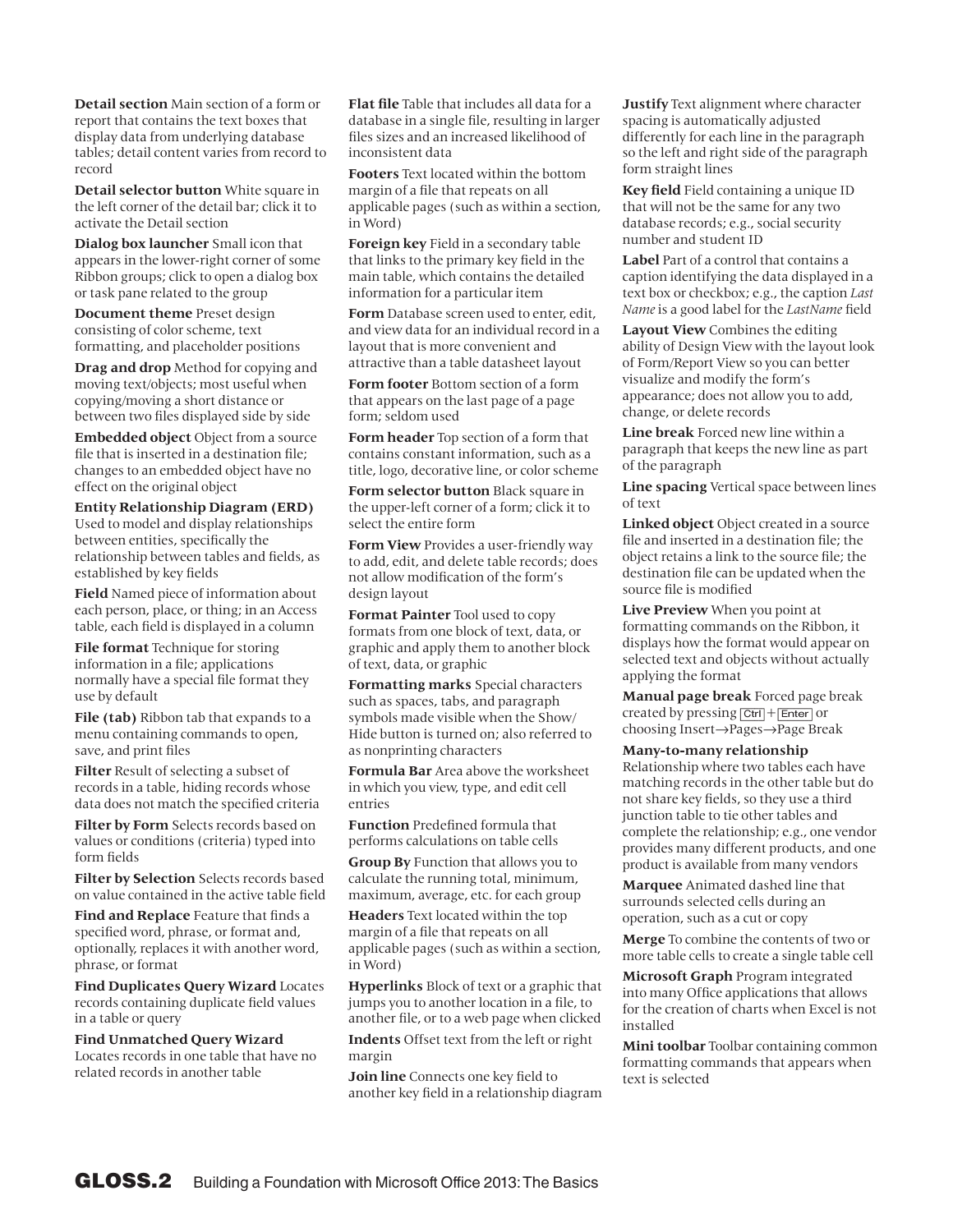**Detail section** Main section of a form or report that contains the text boxes that display data from underlying database tables; detail content varies from record to record

**Detail selector button** White square in the left corner of the detail bar; click it to activate the Detail section

**Dialog box launcher** Small icon that appears in the lower-right corner of some Ribbon groups; click to open a dialog box or task pane related to the group

**Document theme** Preset design consisting of color scheme, text formatting, and placeholder positions

**Drag and drop** Method for copying and moving text/objects; most useful when copying/moving a short distance or between two files displayed side by side

**Embedded object** Object from a source file that is inserted in a destination file; changes to an embedded object have no effect on the original object

**Entity Relationship Diagram (ERD)** Used to model and display relationships between entities, specifically the relationship between tables and fields, as established by key fields

**Field** Named piece of information about each person, place, or thing; in an Access table, each field is displayed in a column

**File format** Technique for storing information in a file; applications normally have a special file format they use by default

**File (tab)** Ribbon tab that expands to a menu containing commands to open, save, and print files

**Filter** Result of selecting a subset of records in a table, hiding records whose data does not match the specified criteria

**Filter by Form** Selects records based on values or conditions (criteria) typed into form fields

**Filter by Selection** Selects records based on value contained in the active table field

**Find and Replace** Feature that finds a specified word, phrase, or format and, optionally, replaces it with another word, phrase, or format

**Find Duplicates Query Wizard** Locates records containing duplicate field values in a table or query

**Find Unmatched Query Wizard** Locates records in one table that have no related records in another table

**Flat file** Table that includes all data for a database in a single file, resulting in larger files sizes and an increased likelihood of inconsistent data

**Footers** Text located within the bottom margin of a file that repeats on all applicable pages (such as within a section, in Word)

**Foreign key** Field in a secondary table that links to the primary key field in the main table, which contains the detailed information for a particular item

**Form** Database screen used to enter, edit, and view data for an individual record in a layout that is more convenient and attractive than a table datasheet layout

**Form footer** Bottom section of a form that appears on the last page of a page form; seldom used

**Form header** Top section of a form that contains constant information, such as a title, logo, decorative line, or color scheme

**Form selector button** Black square in the upper-left corner of a form; click it to select the entire form

**Form View** Provides a user-friendly way to add, edit, and delete table records; does not allow modification of the form's design layout

**Format Painter** Tool used to copy formats from one block of text, data, or graphic and apply them to another block of text, data, or graphic

**Formatting marks** Special characters such as spaces, tabs, and paragraph symbols made visible when the Show/Hide button is turned on; also referred to as nonprinting characters

**Formula Bar** Area above the worksheet in which you view, type, and edit cell entries

**Function** Predefined formula that performs calculations on table cells

**Group By** Function that allows you to calculate the running total, minimum, maximum, average, etc. for each group

**Headers** Text located within the top margin of a file that repeats on all applicable pages (such as within a section, in Word)

**Hyperlinks** Block of text or a graphic that jumps you to another location in a file, to another file, or to a web page when clicked

**Indents** Offset text from the left or right margin

**Join line** Connects one key field to another key field in a relationship diagram

**Justify** Text alignment where character spacing is automatically adjusted differently for each line in the paragraph so the left and right side of the paragraph form straight lines

**Key field** Field containing a unique ID that will not be the same for any two database records; e.g., social security number and student ID

**Label** Part of a control that contains a caption identifying the data displayed in a text box or checkbox; e.g., the caption *Last Name* is a good label for the *LastName* field

**Layout View** Combines the editing ability of Design View with the layout look of Form/Report View so you can better visualize and modify the form's appearance; does not allow you to add, change, or delete records

**Line break** Forced new line within a paragraph that keeps the new line as part of the paragraph

**Line spacing** Vertical space between lines of text

**Linked object** Object created in a source file and inserted in a destination file; the object retains a link to the source file; the destination file can be updated when the source file is modified

**Live Preview** When you point at formatting commands on the Ribbon, it displays how the format would appear on selected text and objects without actually applying the format

**Manual page break** Forced page break created by pressing Ctrl + Enter or choosing Insert→Pages→Page Break

**Many-to-many relationship** Relationship where two tables each have matching records in the other table but do not share key fields, so they use a third junction table to tie other tables and complete the relationship; e.g., one vendor provides many different products, and one product is available from many vendors

**Marquee** Animated dashed line that surrounds selected cells during an operation, such as a cut or copy

**Merge** To combine the contents of two or more table cells to create a single table cell

**Microsoft Graph** Program integrated into many Office applications that allows for the creation of charts when Excel is not installed

**Mini toolbar** Toolbar containing common formatting commands that appears when text is selected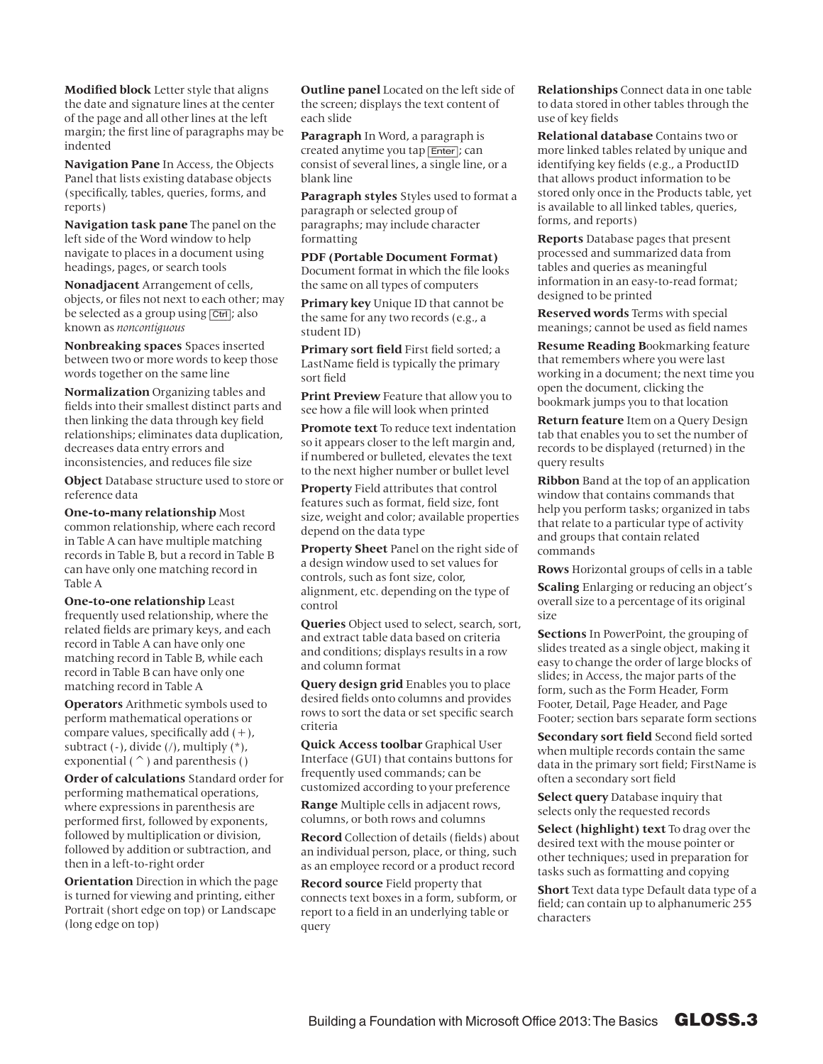**Modified block** Letter style that aligns the date and signature lines at the center of the page and all other lines at the left margin; the first line of paragraphs may be indented

**Navigation Pane** In Access, the Objects Panel that lists existing database objects (specifically, tables, queries, forms, and reports)

**Navigation task pane** The panel on the left side of the Word window to help navigate to places in a document using headings, pages, or search tools

**Nonadjacent** Arrangement of cells, objects, or files not next to each other; may be selected as a group using Ctrl; also known as *noncontiguous*

**Nonbreaking spaces** Spaces inserted between two or more words to keep those words together on the same line

**Normalization** Organizing tables and fields into their smallest distinct parts and then linking the data through key field relationships; eliminates data duplication, decreases data entry errors and inconsistencies, and reduces file size

**Object** Database structure used to store or reference data

**One-to-many relationship** Most common relationship, where each record in Table A can have multiple matching records in Table B, but a record in Table B can have only one matching record in Table A

**One-to-one relationship** Least frequently used relationship, where the related fields are primary keys, and each record in Table A can have only one matching record in Table B, while each record in Table B can have only one matching record in Table A

**Operators** Arithmetic symbols used to perform mathematical operations or compare values, specifically add (+), subtract (-), divide (/), multiply (*), exponential ( ^ ) and parenthesis ()

**Order of calculations** Standard order for performing mathematical operations, where expressions in parenthesis are performed first, followed by exponents, followed by multiplication or division, followed by addition or subtraction, and then in a left-to-right order

**Orientation** Direction in which the page is turned for viewing and printing, either Portrait (short edge on top) or Landscape (long edge on top)

**Outline panel** Located on the left side of the screen; displays the text content of each slide

**Paragraph** In Word, a paragraph is created anytime you tap Enter; can consist of several lines, a single line, or a blank line

**Paragraph styles** Styles used to format a paragraph or selected group of paragraphs; may include character formatting

**PDF (Portable Document Format)** Document format in which the file looks the same on all types of computers

**Primary key** Unique ID that cannot be the same for any two records (e.g., a student ID)

**Primary sort field** First field sorted; a LastName field is typically the primary sort field

**Print Preview** Feature that allow you to see how a file will look when printed

**Promote text** To reduce text indentation so it appears closer to the left margin and, if numbered or bulleted, elevates the text to the next higher number or bullet level

**Property** Field attributes that control features such as format, field size, font size, weight and color; available properties depend on the data type

**Property Sheet** Panel on the right side of a design window used to set values for controls, such as font size, color, alignment, etc. depending on the type of control

**Queries** Object used to select, search, sort, and extract table data based on criteria and conditions; displays results in a row and column format

**Query design grid** Enables you to place desired fields onto columns and provides rows to sort the data or set specific search criteria

**Quick Access toolbar** Graphical User Interface (GUI) that contains buttons for frequently used commands; can be customized according to your preference

**Range** Multiple cells in adjacent rows, columns, or both rows and columns

**Record** Collection of details (fields) about an individual person, place, or thing, such as an employee record or a product record

**Record source** Field property that connects text boxes in a form, subform, or report to a field in an underlying table or query

**Relationships** Connect data in one table to data stored in other tables through the use of key fields

**Relational database** Contains two or more linked tables related by unique and identifying key fields (e.g., a ProductID that allows product information to be stored only once in the Products table, yet is available to all linked tables, queries, forms, and reports)

**Reports** Database pages that present processed and summarized data from tables and queries as meaningful information in an easy-to-read format; designed to be printed

**Reserved words** Terms with special meanings; cannot be used as field names

**Resume Reading B**ookmarking feature that remembers where you were last working in a document; the next time you open the document, clicking the bookmark jumps you to that location

**Return feature** Item on a Query Design tab that enables you to set the number of records to be displayed (returned) in the query results

**Ribbon** Band at the top of an application window that contains commands that help you perform tasks; organized in tabs that relate to a particular type of activity and groups that contain related commands

**Rows** Horizontal groups of cells in a table

**Scaling** Enlarging or reducing an object's overall size to a percentage of its original size

**Sections** In PowerPoint, the grouping of slides treated as a single object, making it easy to change the order of large blocks of slides; in Access, the major parts of the form, such as the Form Header, Form Footer, Detail, Page Header, and Page Footer; section bars separate form sections

**Secondary sort field** Second field sorted when multiple records contain the same data in the primary sort field; FirstName is often a secondary sort field

**Select query** Database inquiry that selects only the requested records

**Select (highlight) text** To drag over the desired text with the mouse pointer or other techniques; used in preparation for tasks such as formatting and copying

**Short** Text data type Default data type of a field; can contain up to alphanumeric 255 characters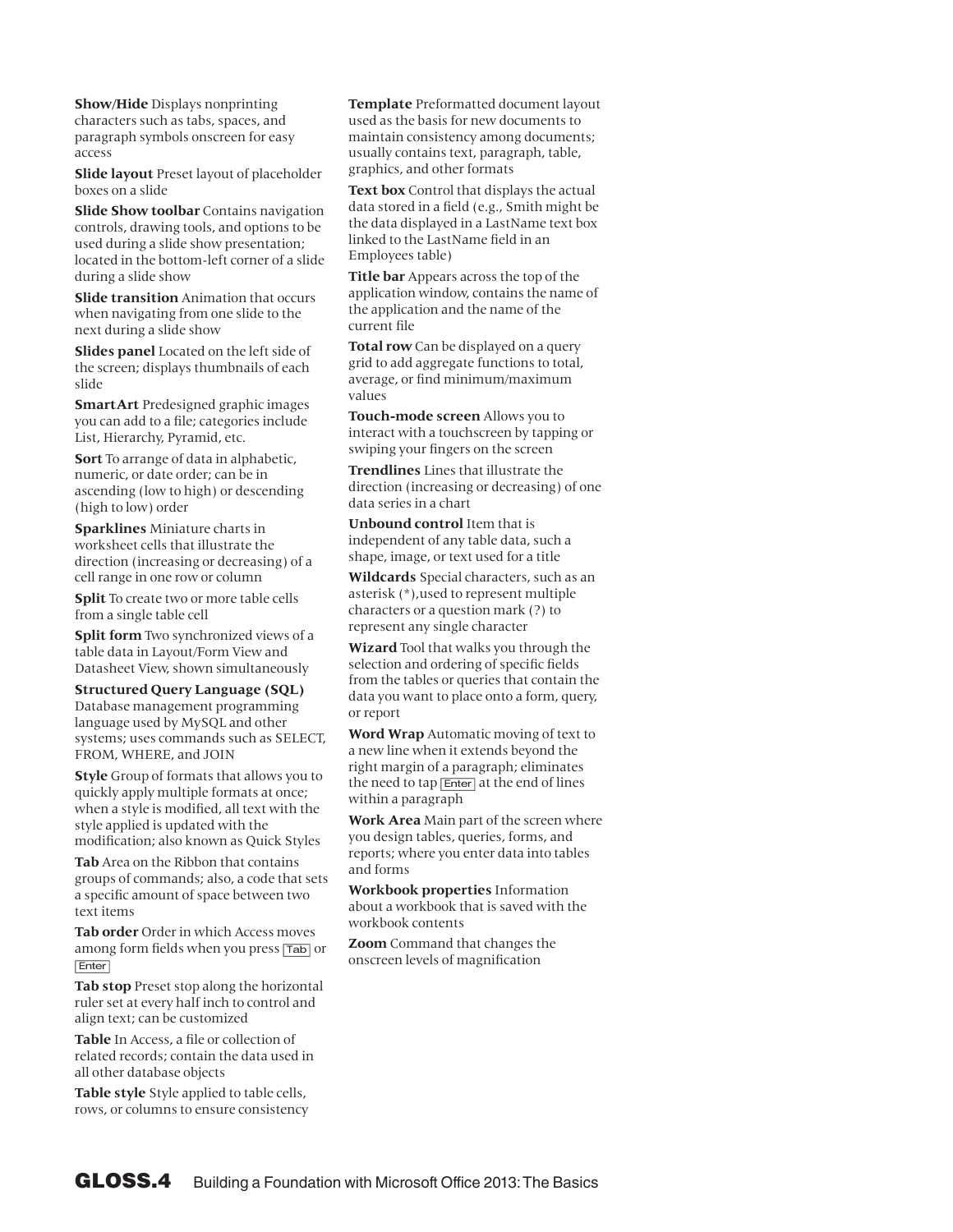**Show/Hide** Displays nonprinting characters such as tabs, spaces, and paragraph symbols onscreen for easy access

**Slide layout** Preset layout of placeholder boxes on a slide

**Slide Show toolbar** Contains navigation controls, drawing tools, and options to be used during a slide show presentation; located in the bottom-left corner of a slide during a slide show

**Slide transition** Animation that occurs when navigating from one slide to the next during a slide show

**Slides panel** Located on the left side of the screen; displays thumbnails of each slide

**SmartArt** Predesigned graphic images you can add to a file; categories include List, Hierarchy, Pyramid, etc.

**Sort** To arrange of data in alphabetic, numeric, or date order; can be in ascending (low to high) or descending (high to low) order

**Sparklines** Miniature charts in worksheet cells that illustrate the direction (increasing or decreasing) of a cell range in one row or column

**Split** To create two or more table cells from a single table cell

**Split form** Two synchronized views of a table data in Layout/Form View and Datasheet View, shown simultaneously

**Structured Query Language (SQL)** Database management programming language used by MySQL and other systems; uses commands such as SELECT, FROM, WHERE, and JOIN

**Style** Group of formats that allows you to quickly apply multiple formats at once; when a style is modified, all text with the style applied is updated with the modification; also known as Quick Styles

**Tab** Area on the Ribbon that contains groups of commands; also, a code that sets a specific amount of space between two text items

**Tab order** Order in which Access moves among form fields when you press Tab or Enter

**Tab stop** Preset stop along the horizontal ruler set at every half inch to control and align text; can be customized

**Table** In Access, a file or collection of related records; contain the data used in all other database objects

**Table style** Style applied to table cells, rows, or columns to ensure consistency

**Template** Preformatted document layout used as the basis for new documents to maintain consistency among documents; usually contains text, paragraph, table, graphics, and other formats

**Text box** Control that displays the actual data stored in a field (e.g., Smith might be the data displayed in a LastName text box linked to the LastName field in an Employees table)

**Title bar** Appears across the top of the application window, contains the name of the application and the name of the current file

**Total row** Can be displayed on a query grid to add aggregate functions to total, average, or find minimum/maximum values

**Touch-mode screen** Allows you to interact with a touchscreen by tapping or swiping your fingers on the screen

**Trendlines** Lines that illustrate the direction (increasing or decreasing) of one data series in a chart

**Unbound control** Item that is independent of any table data, such a shape, image, or text used for a title

**Wildcards** Special characters, such as an asterisk (*),used to represent multiple characters or a question mark (?) to represent any single character

**Wizard** Tool that walks you through the selection and ordering of specific fields from the tables or queries that contain the data you want to place onto a form, query, or report

**Word Wrap** Automatic moving of text to a new line when it extends beyond the right margin of a paragraph; eliminates the need to tap Enter at the end of lines within a paragraph

**Work Area** Main part of the screen where you design tables, queries, forms, and reports; where you enter data into tables and forms

**Workbook properties** Information about a workbook that is saved with the workbook contents

**Zoom** Command that changes the onscreen levels of magnification